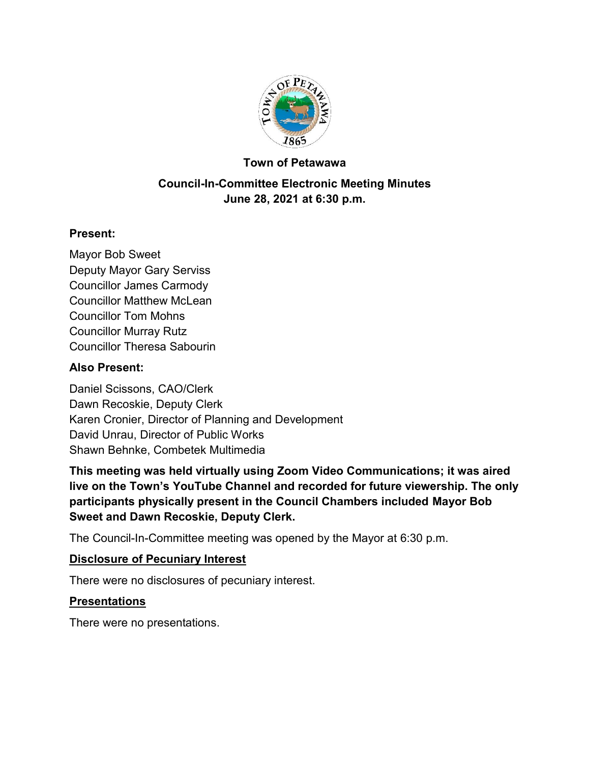# Town of Petawawa

## Council-In-Committee Electronic Meeting Minutes
## June 28, 2021 at 6:30 p.m.

### Present:

Mayor Bob Sweet
Deputy Mayor Gary Serviss
Councillor James Carmody
Councillor Matthew McLean
Councillor Tom Mohns
Councillor Murray Rutz
Councillor Theresa Sabourin

### Also Present:

Daniel Scissons, CAO/Clerk
Dawn Recoskie, Deputy Clerk
Karen Cronier, Director of Planning and Development
David Unrau, Director of Public Works
Shawn Behnke, Combetek Multimedia

**This meeting was held virtually using Zoom Video Communications; it was aired live on the Town's YouTube Channel and recorded for future viewership. The only participants physically present in the Council Chambers included Mayor Bob Sweet and Dawn Recoskie, Deputy Clerk.**

The Council-In-Committee meeting was opened by the Mayor at 6:30 p.m.

### Disclosure of Pecuniary Interest

There were no disclosures of pecuniary interest.

### Presentations

There were no presentations.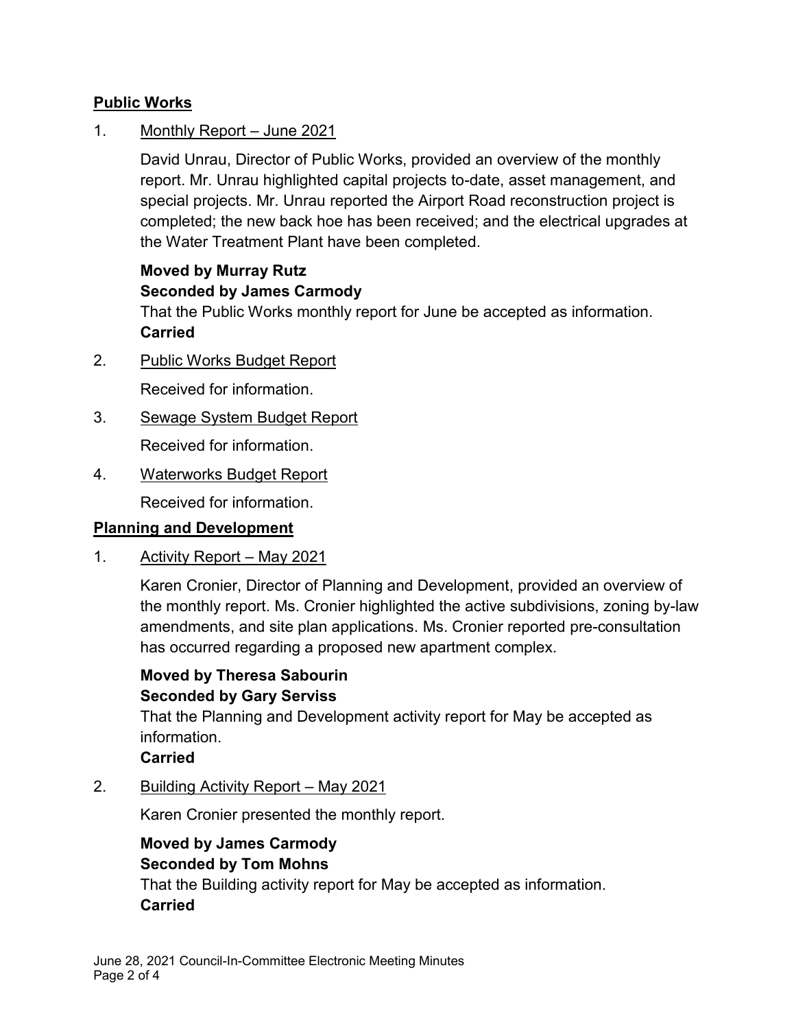## Public Works

1. Monthly Report – June 2021

   David Unrau, Director of Public Works, provided an overview of the monthly report. Mr. Unrau highlighted capital projects to-date, asset management, and special projects. Mr. Unrau reported the Airport Road reconstruction project is completed; the new back hoe has been received; and the electrical upgrades at the Water Treatment Plant have been completed.

   **Moved by Murray Rutz**
   **Seconded by James Carmody**
   That the Public Works monthly report for June be accepted as information.
   **Carried**

2. Public Works Budget Report

   Received for information.

3. Sewage System Budget Report

   Received for information.

4. Waterworks Budget Report

   Received for information.

## Planning and Development

1. Activity Report – May 2021

   Karen Cronier, Director of Planning and Development, provided an overview of the monthly report. Ms. Cronier highlighted the active subdivisions, zoning by-law amendments, and site plan applications. Ms. Cronier reported pre-consultation has occurred regarding a proposed new apartment complex.

   **Moved by Theresa Sabourin**
   **Seconded by Gary Serviss**
   That the Planning and Development activity report for May be accepted as information.
   **Carried**

2. Building Activity Report – May 2021

   Karen Cronier presented the monthly report.

   **Moved by James Carmody**
   **Seconded by Tom Mohns**
   That the Building activity report for May be accepted as information.
   **Carried**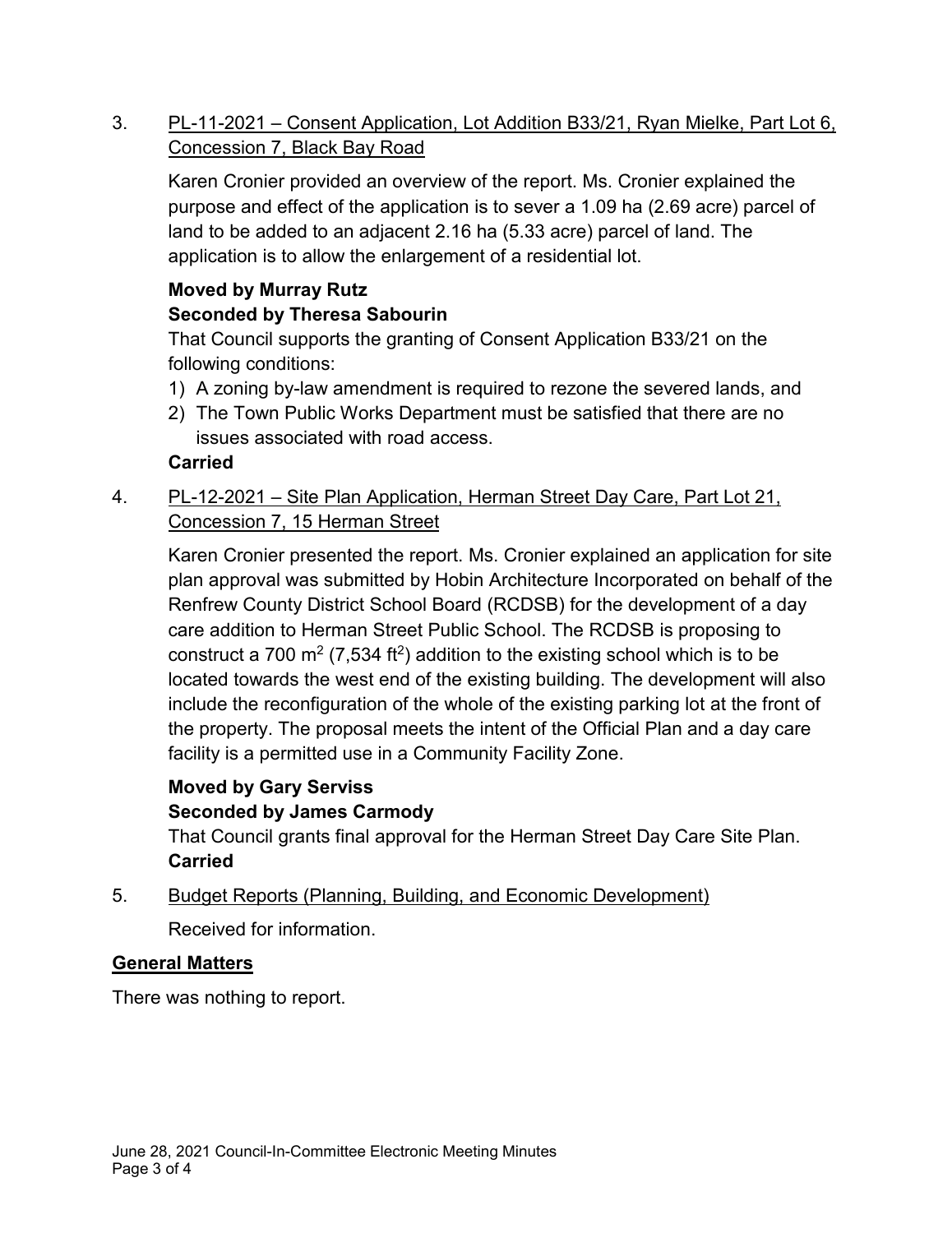3. PL-11-2021 – Consent Application, Lot Addition B33/21, Ryan Mielke, Part Lot 6, Concession 7, Black Bay Road

   Karen Cronier provided an overview of the report. Ms. Cronier explained the purpose and effect of the application is to sever a 1.09 ha (2.69 acre) parcel of land to be added to an adjacent 2.16 ha (5.33 acre) parcel of land. The application is to allow the enlargement of a residential lot.

   **Moved by Murray Rutz**
   **Seconded by Theresa Sabourin**
   That Council supports the granting of Consent Application B33/21 on the following conditions:
   1) A zoning by-law amendment is required to rezone the severed lands, and
   2) The Town Public Works Department must be satisfied that there are no issues associated with road access.

   **Carried**

4. PL-12-2021 – Site Plan Application, Herman Street Day Care, Part Lot 21, Concession 7, 15 Herman Street

   Karen Cronier presented the report. Ms. Cronier explained an application for site plan approval was submitted by Hobin Architecture Incorporated on behalf of the Renfrew County District School Board (RCDSB) for the development of a day care addition to Herman Street Public School. The RCDSB is proposing to construct a 700 $m^2$ (7,534 $ft^2$) addition to the existing school which is to be located towards the west end of the existing building. The development will also include the reconfiguration of the whole of the existing parking lot at the front of the property. The proposal meets the intent of the Official Plan and a day care facility is a permitted use in a Community Facility Zone.

   **Moved by Gary Serviss**
   **Seconded by James Carmody**
   That Council grants final approval for the Herman Street Day Care Site Plan.
   **Carried**

5. Budget Reports (Planning, Building, and Economic Development)

   Received for information.

**General Matters**

There was nothing to report.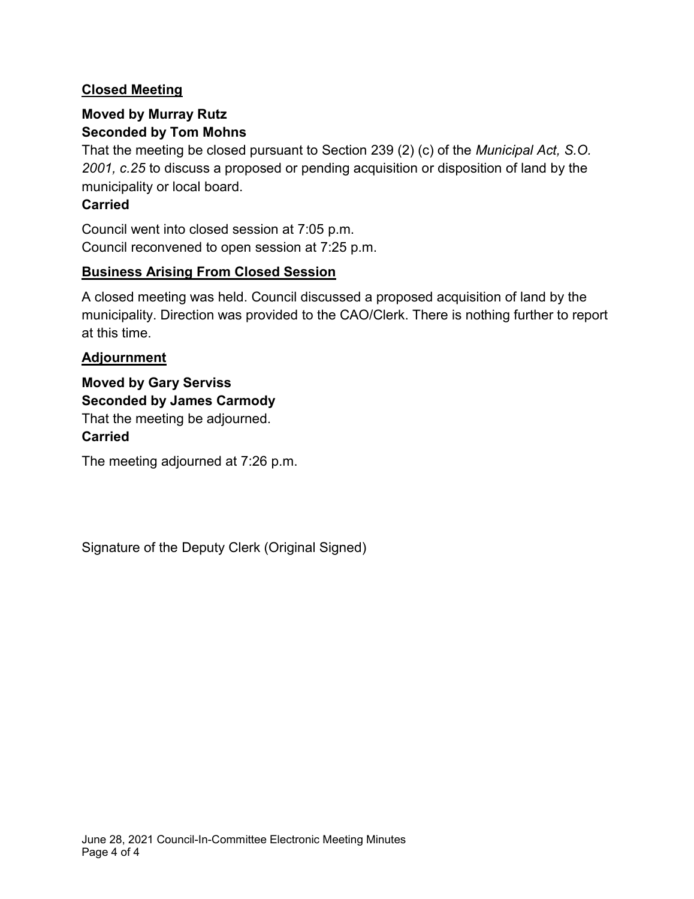## Closed Meeting

**Moved by Murray Rutz**
**Seconded by Tom Mohns**

That the meeting be closed pursuant to Section 239 (2) (c) of the *Municipal Act, S.O. 2001, c.25* to discuss a proposed or pending acquisition or disposition of land by the municipality or local board.

**Carried**

Council went into closed session at 7:05 p.m.
Council reconvened to open session at 7:25 p.m.

## Business Arising From Closed Session

A closed meeting was held. Council discussed a proposed acquisition of land by the municipality. Direction was provided to the CAO/Clerk. There is nothing further to report at this time.

## Adjournment

**Moved by Gary Serviss**
**Seconded by James Carmody**
That the meeting be adjourned.
**Carried**

The meeting adjourned at 7:26 p.m.

Signature of the Deputy Clerk (Original Signed)